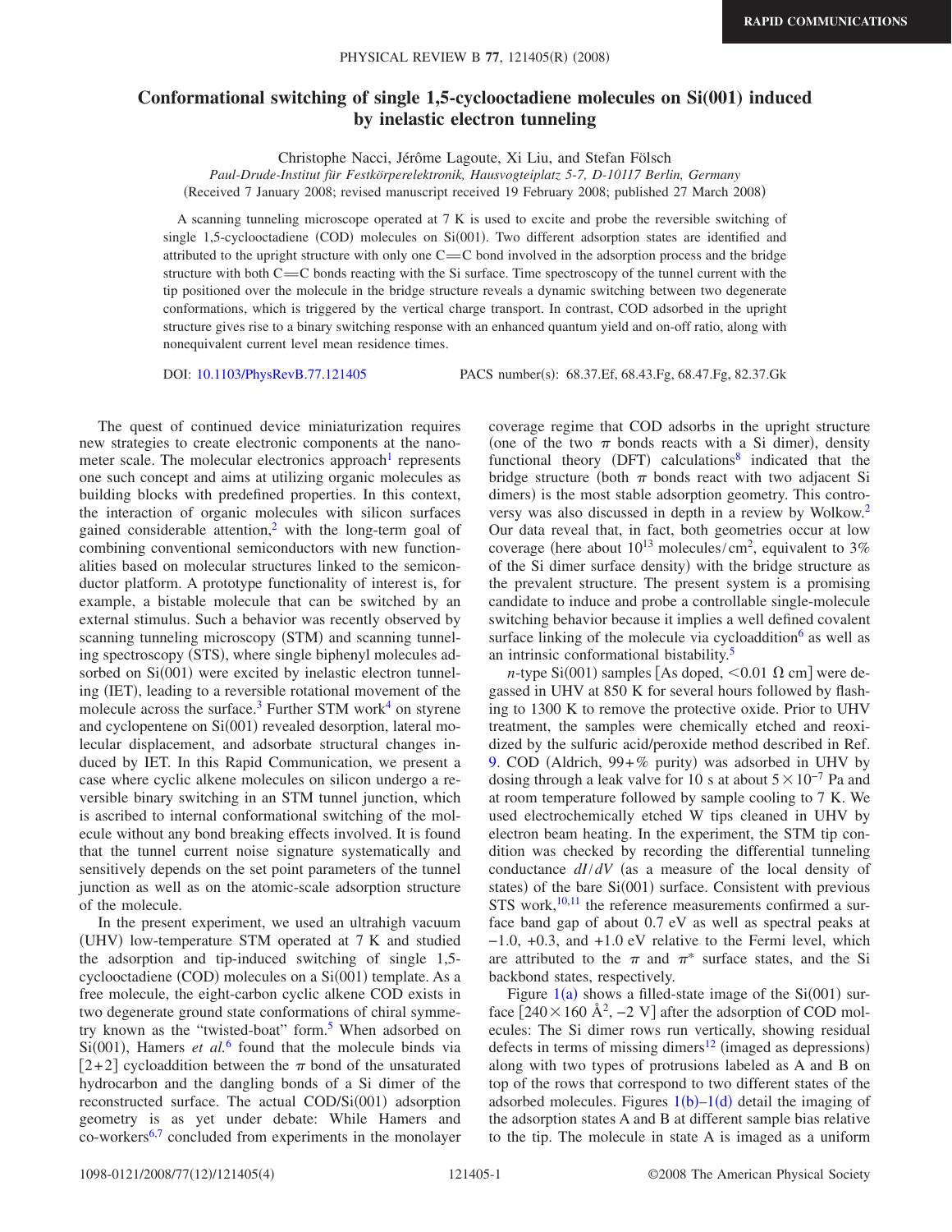# Conformational switching of single 1,5-cyclooctadiene molecules on Si(001) induced by inelastic electron tunneling

Christophe Nacci, Jérôme Lagoute, Xi Liu, and Stefan Fölsch

*Paul-Drude-Institut für Festkörperelektronik, Hausvogteiplatz 5-7, D-10117 Berlin, Germany*

(Received 7 January 2008; revised manuscript received 19 February 2008; published 27 March 2008)

A scanning tunneling microscope operated at 7 K is used to excite and probe the reversible switching of single 1,5-cyclooctadiene (COD) molecules on Si(001). Two different adsorption states are identified and attributed to the upright structure with only one C=C bond involved in the adsorption process and the bridge structure with both C=C bonds reacting with the Si surface. Time spectroscopy of the tunnel current with the tip positioned over the molecule in the bridge structure reveals a dynamic switching between two degenerate conformations, which is triggered by the vertical charge transport. In contrast, COD adsorbed in the upright structure gives rise to a binary switching response with an enhanced quantum yield and on-off ratio, along with nonequivalent current level mean residence times.

DOI: 10.1103/PhysRevB.77.121405 PACS number(s): 68.37.Ef, 68.43.Fg, 68.47.Fg, 82.37.Gk

The quest of continued device miniaturization requires new strategies to create electronic components at the nanometer scale. The molecular electronics approach[1] represents one such concept and aims at utilizing organic molecules as building blocks with predefined properties. In this context, the interaction of organic molecules with silicon surfaces gained considerable attention,[2] with the long-term goal of combining conventional semiconductors with new functionalities based on molecular structures linked to the semiconductor platform. A prototype functionality of interest is, for example, a bistable molecule that can be switched by an external stimulus. Such a behavior was recently observed by scanning tunneling microscopy (STM) and scanning tunneling spectroscopy (STS), where single biphenyl molecules adsorbed on Si(001) were excited by inelastic electron tunneling (IET), leading to a reversible rotational movement of the molecule across the surface.[3] Further STM work[4] on styrene and cyclopentene on Si(001) revealed desorption, lateral molecular displacement, and adsorbate structural changes induced by IET. In this Rapid Communication, we present a case where cyclic alkene molecules on silicon undergo a reversible binary switching in an STM tunnel junction, which is ascribed to internal conformational switching of the molecule without any bond breaking effects involved. It is found that the tunnel current noise signature systematically and sensitively depends on the set point parameters of the tunnel junction as well as on the atomic-scale adsorption structure of the molecule.

In the present experiment, we used an ultrahigh vacuum (UHV) low-temperature STM operated at 7 K and studied the adsorption and tip-induced switching of single 1,5-cyclooctadiene (COD) molecules on a Si(001) template. As a free molecule, the eight-carbon cyclic alkene COD exists in two degenerate ground state conformations of chiral symmetry known as the "twisted-boat" form.[5] When adsorbed on Si(001), Hamers *et al.*[6] found that the molecule binds via [2+2] cycloaddition between the $\pi$ bond of the unsaturated hydrocarbon and the dangling bonds of a Si dimer of the reconstructed surface. The actual COD/Si(001) adsorption geometry is as yet under debate: While Hamers and co-workers[6,7] concluded from experiments in the monolayer coverage regime that COD adsorbs in the upright structure (one of the two $\pi$ bonds reacts with a Si dimer), density functional theory (DFT) calculations[8] indicated that the bridge structure (both $\pi$ bonds react with two adjacent Si dimers) is the most stable adsorption geometry. This controversy was also discussed in depth in a review by Wolkow.[2] Our data reveal that, in fact, both geometries occur at low coverage (here about $10^{13}$ molecules/cm$^2$, equivalent to 3% of the Si dimer surface density) with the bridge structure as the prevalent structure. The present system is a promising candidate to induce and probe a controllable single-molecule switching behavior because it implies a well defined covalent surface linking of the molecule via cycloaddition[6] as well as an intrinsic conformational bistability.[5]

*n*-type Si(001) samples [As doped, $<0.01\ \Omega$ cm] were degassed in UHV at 850 K for several hours followed by flashing to 1300 K to remove the protective oxide. Prior to UHV treatment, the samples were chemically etched and reoxidized by the sulfuric acid/peroxide method described in Ref. 9. COD (Aldrich, 99+% purity) was adsorbed in UHV by dosing through a leak valve for 10 s at about $5\times10^{-7}$ Pa and at room temperature followed by sample cooling to 7 K. We used electrochemically etched W tips cleaned in UHV by electron beam heating. In the experiment, the STM tip condition was checked by recording the differential tunneling conductance $dI/dV$ (as a measure of the local density of states) of the bare Si(001) surface. Consistent with previous STS work,[10,11] the reference measurements confirmed a surface band gap of about 0.7 eV as well as spectral peaks at −1.0, +0.3, and +1.0 eV relative to the Fermi level, which are attributed to the $\pi$ and $\pi^*$ surface states, and the Si backbond states, respectively.

Figure 1(a) shows a filled-state image of the Si(001) surface [$240\times160$ Å$^2$, −2 V] after the adsorption of COD molecules: The Si dimer rows run vertically, showing residual defects in terms of missing dimers[12] (imaged as depressions) along with two types of protrusions labeled as A and B on top of the rows that correspond to two different states of the adsorbed molecules. Figures 1(b)–1(d) detail the imaging of the adsorption states A and B at different sample bias relative to the tip. The molecule in state A is imaged as a uniform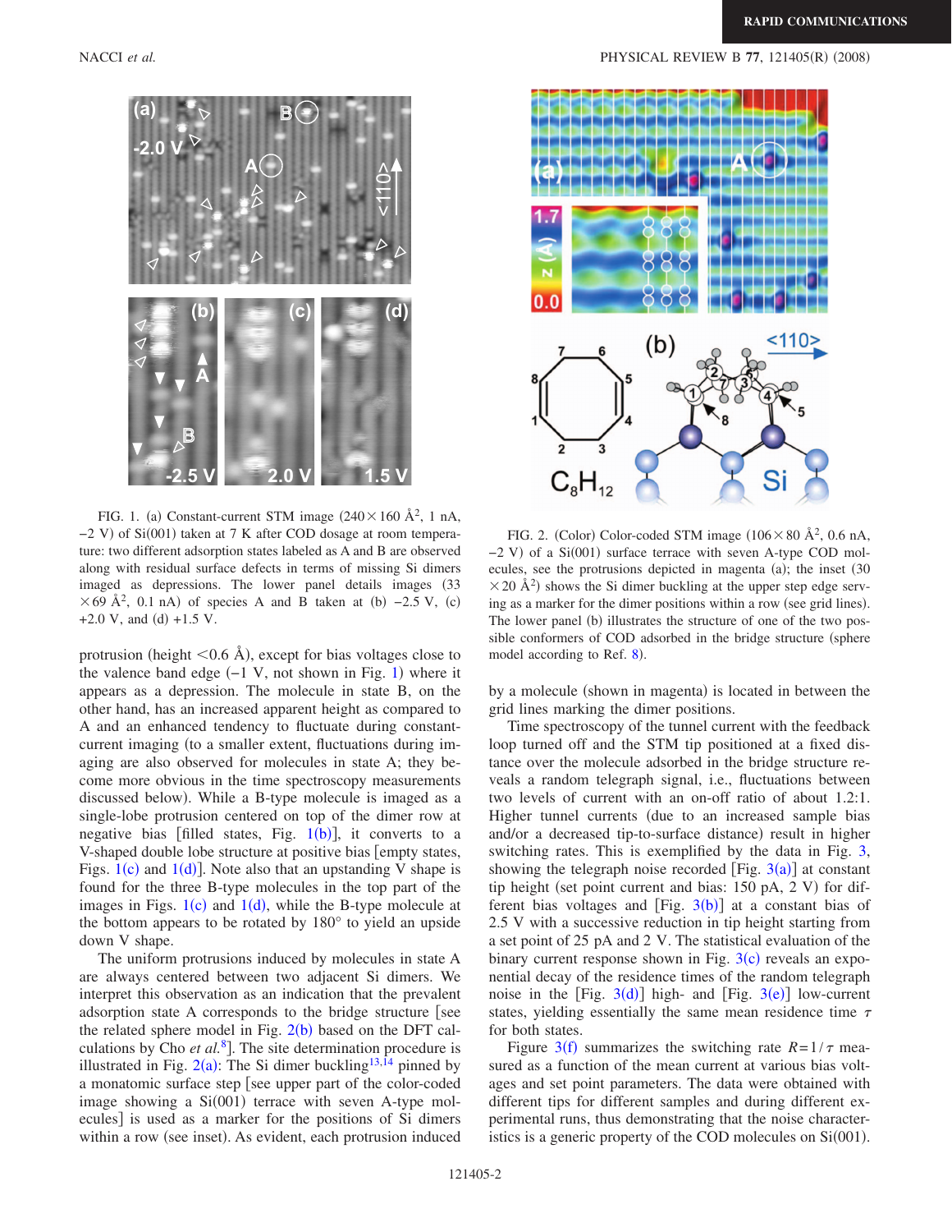FIG. 1. (a) Constant-current STM image ($240\times160$ Å$^2$, 1 nA, −2 V) of Si(001) taken at 7 K after COD dosage at room temperature: two different adsorption states labeled as A and B are observed along with residual surface defects in terms of missing Si dimers imaged as depressions. The lower panel details images ($33\times69$ Å$^2$, 0.1 nA) of species A and B taken at (b) −2.5 V, (c) +2.0 V, and (d) +1.5 V.

protrusion (height <0.6 Å), except for bias voltages close to the valence band edge (−1 V, not shown in Fig. 1) where it appears as a depression. The molecule in state B, on the other hand, has an increased apparent height as compared to A and an enhanced tendency to fluctuate during constant-current imaging (to a smaller extent, fluctuations during imaging are also observed for molecules in state A; they become more obvious in the time spectroscopy measurements discussed below). While a B-type molecule is imaged as a single-lobe protrusion centered on top of the dimer row at negative bias [filled states, Fig. 1(b)], it converts to a V-shaped double lobe structure at positive bias [empty states, Figs. 1(c) and 1(d)]. Note also that an upstanding V shape is found for the three B-type molecules in the top part of the images in Figs. 1(c) and 1(d), while the B-type molecule at the bottom appears to be rotated by 180° to yield an upside down V shape.

The uniform protrusions induced by molecules in state A are always centered between two adjacent Si dimers. We interpret this observation as an indication that the prevalent adsorption state A corresponds to the bridge structure [see the related sphere model in Fig. 2(b) based on the DFT calculations by Cho *et al.*[8]]. The site determination procedure is illustrated in Fig. 2(a): The Si dimer buckling[13,14] pinned by a monatomic surface step [see upper part of the color-coded image showing a Si(001) terrace with seven A-type molecules] is used as a marker for the positions of Si dimers within a row (see inset). As evident, each protrusion induced by a molecule (shown in magenta) is located in between the grid lines marking the dimer positions.

FIG. 2. (Color) Color-coded STM image ($106\times80$ Å$^2$, 0.6 nA, −2 V) of a Si(001) surface terrace with seven A-type COD molecules, see the protrusions depicted in magenta (a); the inset ($30\times20$ Å$^2$) shows the Si dimer buckling at the upper step edge serving as a marker for the dimer positions within a row (see grid lines). The lower panel (b) illustrates the structure of one of the two possible conformers of COD adsorbed in the bridge structure (sphere model according to Ref. 8).

Time spectroscopy of the tunnel current with the feedback loop turned off and the STM tip positioned at a fixed distance over the molecule adsorbed in the bridge structure reveals a random telegraph signal, i.e., fluctuations between two levels of current with an on-off ratio of about 1.2:1. Higher tunnel currents (due to an increased sample bias and/or a decreased tip-to-surface distance) result in higher switching rates. This is exemplified by the data in Fig. 3, showing the telegraph noise recorded [Fig. 3(a)] at constant tip height (set point current and bias: 150 pA, 2 V) for different bias voltages and [Fig. 3(b)] at a constant bias of 2.5 V with a successive reduction in tip height starting from a set point of 25 pA and 2 V. The statistical evaluation of the binary current response shown in Fig. 3(c) reveals an exponential decay of the residence times of the random telegraph noise in the [Fig. 3(d)] high- and [Fig. 3(e)] low-current states, yielding essentially the same mean residence time $\tau$ for both states.

Figure 3(f) summarizes the switching rate $R=1/\tau$ measured as a function of the mean current at various bias voltages and set point parameters. The data were obtained with different tips for different samples and during different experimental runs, thus demonstrating that the noise characteristics is a generic property of the COD molecules on Si(001).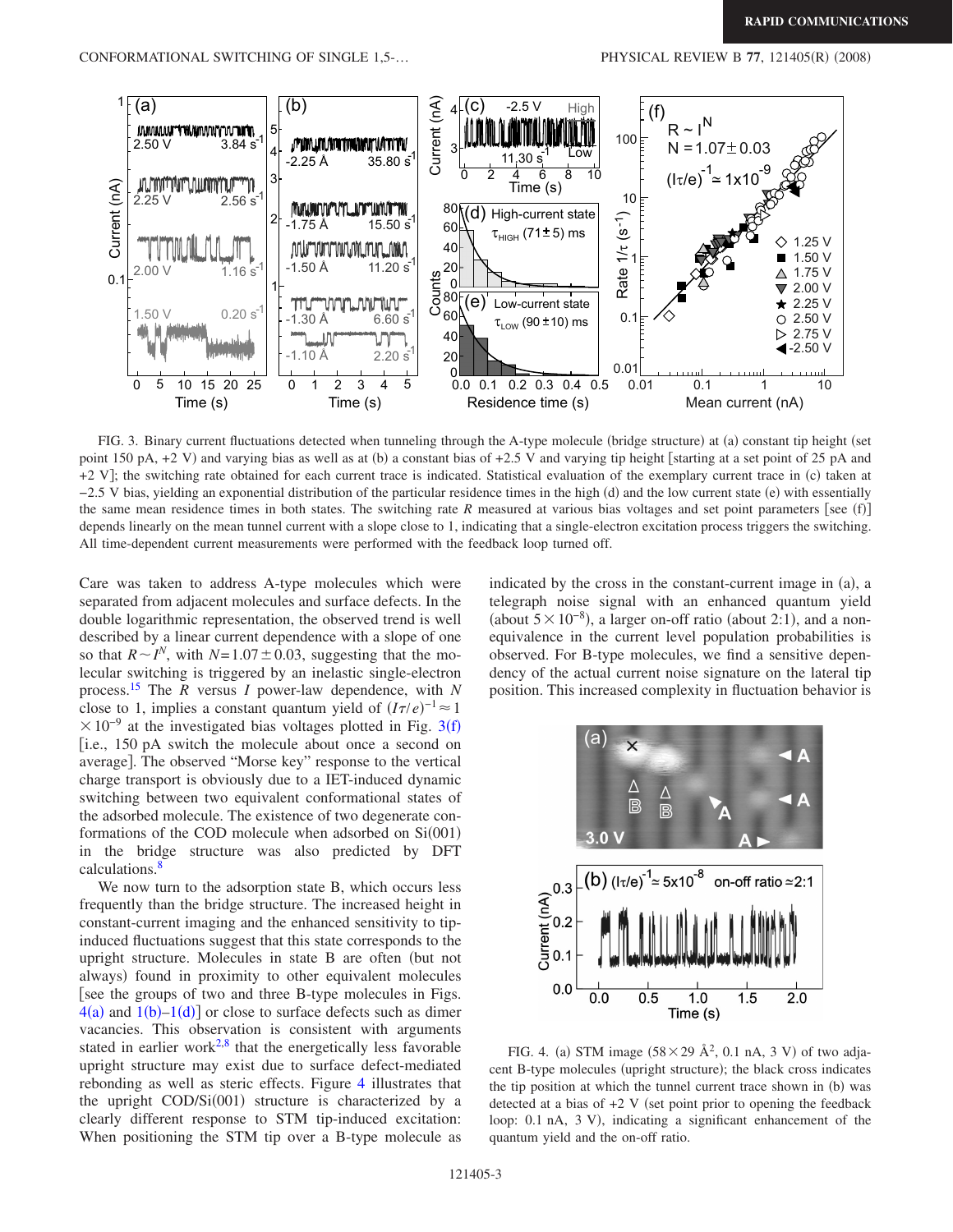FIG. 3. Binary current fluctuations detected when tunneling through the A-type molecule (bridge structure) at (a) constant tip height (set point 150 pA, +2 V) and varying bias as well as at (b) a constant bias of +2.5 V and varying tip height [starting at a set point of 25 pA and +2 V]; the switching rate obtained for each current trace is indicated. Statistical evaluation of the exemplary current trace in (c) taken at −2.5 V bias, yielding an exponential distribution of the particular residence times in the high (d) and the low current state (e) with essentially the same mean residence times in both states. The switching rate $R$ measured at various bias voltages and set point parameters [see (f)] depends linearly on the mean tunnel current with a slope close to 1, indicating that a single-electron excitation process triggers the switching. All time-dependent current measurements were performed with the feedback loop turned off.

Care was taken to address A-type molecules which were separated from adjacent molecules and surface defects. In the double logarithmic representation, the observed trend is well described by a linear current dependence with a slope of one so that $R \sim I^N$, with $N=1.07\pm0.03$, suggesting that the molecular switching is triggered by an inelastic single-electron process.[15] The $R$ versus $I$ power-law dependence, with $N$ close to 1, implies a constant quantum yield of $(I\tau/e)^{-1} \approx 1 \times 10^{-9}$ at the investigated bias voltages plotted in Fig. 3(f) [i.e., 150 pA switch the molecule about once a second on average]. The observed "Morse key" response to the vertical charge transport is obviously due to a IET-induced dynamic switching between two equivalent conformational states of the adsorbed molecule. The existence of two degenerate conformations of the COD molecule when adsorbed on Si(001) in the bridge structure was also predicted by DFT calculations.[8]

We now turn to the adsorption state B, which occurs less frequently than the bridge structure. The increased height in constant-current imaging and the enhanced sensitivity to tip-induced fluctuations suggest that this state corresponds to the upright structure. Molecules in state B are often (but not always) found in proximity to other equivalent molecules [see the groups of two and three B-type molecules in Figs. 4(a) and 1(b)–1(d)] or close to surface defects such as dimer vacancies. This observation is consistent with arguments stated in earlier work[2,8] that the energetically less favorable upright structure may exist due to surface defect-mediated rebonding as well as steric effects. Figure 4 illustrates that the upright COD/Si(001) structure is characterized by a clearly different response to STM tip-induced excitation: When positioning the STM tip over a B-type molecule as indicated by the cross in the constant-current image in (a), a telegraph noise signal with an enhanced quantum yield (about $5\times10^{-8}$), a larger on-off ratio (about 2:1), and a non-equivalence in the current level population probabilities is observed. For B-type molecules, we find a sensitive dependency of the actual current noise signature on the lateral tip position. This increased complexity in fluctuation behavior is

FIG. 4. (a) STM image ($58\times29$ Å$^2$, 0.1 nA, 3 V) of two adjacent B-type molecules (upright structure); the black cross indicates the tip position at which the tunnel current trace shown in (b) was detected at a bias of +2 V (set point prior to opening the feedback loop: 0.1 nA, 3 V), indicating a significant enhancement of the quantum yield and the on-off ratio.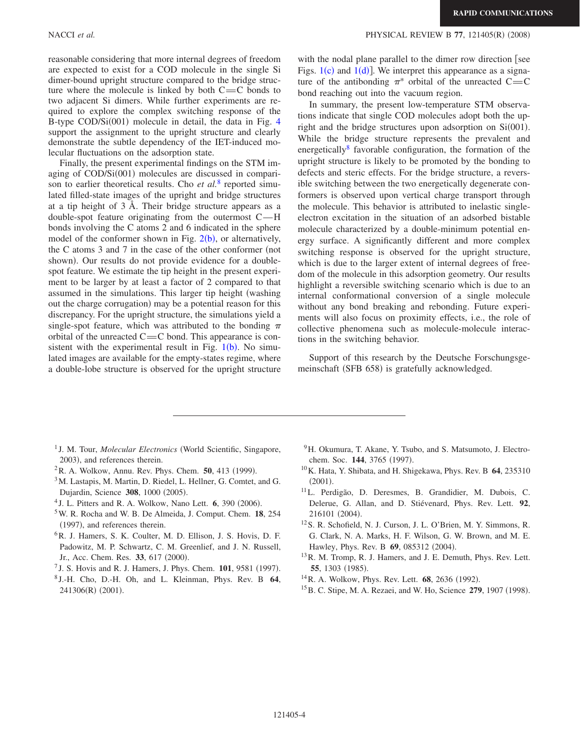reasonable considering that more internal degrees of freedom are expected to exist for a COD molecule in the single Si dimer-bound upright structure compared to the bridge structure where the molecule is linked by both C═C bonds to two adjacent Si dimers. While further experiments are required to explore the complex switching response of the B-type COD/Si(001) molecule in detail, the data in Fig. 4 support the assignment to the upright structure and clearly demonstrate the subtle dependency of the IET-induced molecular fluctuations on the adsorption state.

Finally, the present experimental findings on the STM imaging of COD/Si(001) molecules are discussed in comparison to earlier theoretical results. Cho *et al.*[8] reported simulated filled-state images of the upright and bridge structures at a tip height of 3 Å. Their bridge structure appears as a double-spot feature originating from the outermost C—H bonds involving the C atoms 2 and 6 indicated in the sphere model of the conformer shown in Fig. 2(b), or alternatively, the C atoms 3 and 7 in the case of the other conformer (not shown). Our results do not provide evidence for a double-spot feature. We estimate the tip height in the present experiment to be larger by at least a factor of 2 compared to that assumed in the simulations. This larger tip height (washing out the charge corrugation) may be a potential reason for this discrepancy. For the upright structure, the simulations yield a single-spot feature, which was attributed to the bonding $\pi$ orbital of the unreacted C═C bond. This appearance is consistent with the experimental result in Fig. 1(b). No simulated images are available for the empty-states regime, where a double-lobe structure is observed for the upright structure with the nodal plane parallel to the dimer row direction [see Figs. 1(c) and 1(d)]. We interpret this appearance as a signature of the antibonding $\pi^*$ orbital of the unreacted C═C bond reaching out into the vacuum region.

In summary, the present low-temperature STM observations indicate that single COD molecules adopt both the upright and the bridge structures upon adsorption on Si(001). While the bridge structure represents the prevalent and energetically[8] favorable configuration, the formation of the upright structure is likely to be promoted by the bonding to defects and steric effects. For the bridge structure, a reversible switching between the two energetically degenerate conformers is observed upon vertical charge transport through the molecule. This behavior is attributed to inelastic single-electron excitation in the situation of an adsorbed bistable molecule characterized by a double-minimum potential energy surface. A significantly different and more complex switching response is observed for the upright structure, which is due to the larger extent of internal degrees of freedom of the molecule in this adsorption geometry. Our results highlight a reversible switching scenario which is due to an internal conformational conversion of a single molecule without any bond breaking and rebonding. Future experiments will also focus on proximity effects, i.e., the role of collective phenomena such as molecule-molecule interactions in the switching behavior.

Support of this research by the Deutsche Forschungsgemeinschaft (SFB 658) is gratefully acknowledged.

---

[1] J. M. Tour, *Molecular Electronics* (World Scientific, Singapore, 2003), and references therein.

[2] R. A. Wolkow, Annu. Rev. Phys. Chem. **50**, 413 (1999).

[3] M. Lastapis, M. Martin, D. Riedel, L. Hellner, G. Comtet, and G. Dujardin, Science **308**, 1000 (2005).

[4] J. L. Pitters and R. A. Wolkow, Nano Lett. **6**, 390 (2006).

[5] W. R. Rocha and W. B. De Almeida, J. Comput. Chem. **18**, 254 (1997), and references therein.

[6] R. J. Hamers, S. K. Coulter, M. D. Ellison, J. S. Hovis, D. F. Padowitz, M. P. Schwartz, C. M. Greenlief, and J. N. Russell, Jr., Acc. Chem. Res. **33**, 617 (2000).

[7] J. S. Hovis and R. J. Hamers, J. Phys. Chem. **101**, 9581 (1997).

[8] J.-H. Cho, D.-H. Oh, and L. Kleinman, Phys. Rev. B **64**, 241306(R) (2001).

[9] H. Okumura, T. Akane, Y. Tsubo, and S. Matsumoto, J. Electrochem. Soc. **144**, 3765 (1997).

[10] K. Hata, Y. Shibata, and H. Shigekawa, Phys. Rev. B **64**, 235310 (2001).

[11] L. Perdigão, D. Deresmes, B. Grandidier, M. Dubois, C. Delerue, G. Allan, and D. Stiévenard, Phys. Rev. Lett. **92**, 216101 (2004).

[12] S. R. Schofield, N. J. Curson, J. L. O'Brien, M. Y. Simmons, R. G. Clark, N. A. Marks, H. F. Wilson, G. W. Brown, and M. E. Hawley, Phys. Rev. B **69**, 085312 (2004).

[13] R. M. Tromp, R. J. Hamers, and J. E. Demuth, Phys. Rev. Lett. **55**, 1303 (1985).

[14] R. A. Wolkow, Phys. Rev. Lett. **68**, 2636 (1992).

[15] B. C. Stipe, M. A. Rezaei, and W. Ho, Science **279**, 1907 (1998).